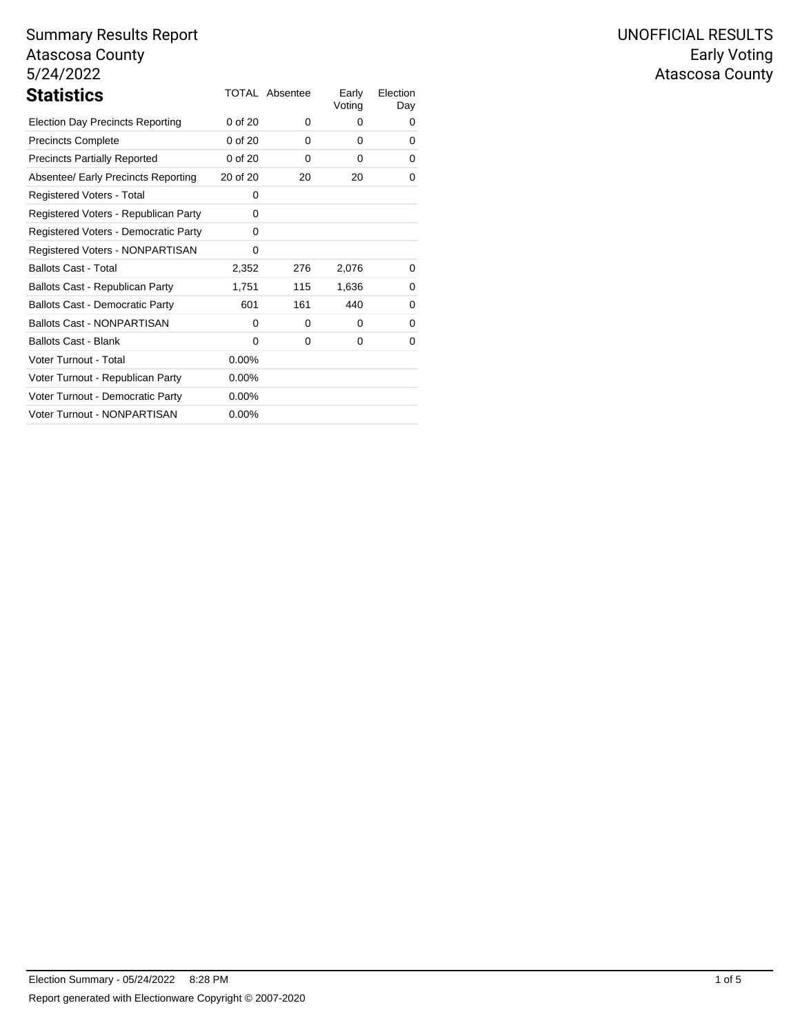Summary Results Report
Atascosa County
5/24/2022

UNOFFICIAL RESULTS
Early Voting
Atascosa County

## Statistics

| | TOTAL | Absentee | Early Voting | Election Day |
|---|---|---|---|---|
| Election Day Precincts Reporting | 0 of 20 | 0 | 0 | 0 |
| Precincts Complete | 0 of 20 | 0 | 0 | 0 |
| Precincts Partially Reported | 0 of 20 | 0 | 0 | 0 |
| Absentee/ Early Precincts Reporting | 20 of 20 | 20 | 20 | 0 |
| Registered Voters - Total | 0 | | | |
| Registered Voters - Republican Party | 0 | | | |
| Registered Voters - Democratic Party | 0 | | | |
| Registered Voters - NONPARTISAN | 0 | | | |
| Ballots Cast - Total | 2,352 | 276 | 2,076 | 0 |
| Ballots Cast - Republican Party | 1,751 | 115 | 1,636 | 0 |
| Ballots Cast - Democratic Party | 601 | 161 | 440 | 0 |
| Ballots Cast - NONPARTISAN | 0 | 0 | 0 | 0 |
| Ballots Cast - Blank | 0 | 0 | 0 | 0 |
| Voter Turnout - Total | 0.00% | | | |
| Voter Turnout - Republican Party | 0.00% | | | |
| Voter Turnout - Democratic Party | 0.00% | | | |
| Voter Turnout - NONPARTISAN | 0.00% | | | |

Election Summary - 05/24/2022 8:28 PM

Report generated with Electionware Copyright © 2007-2020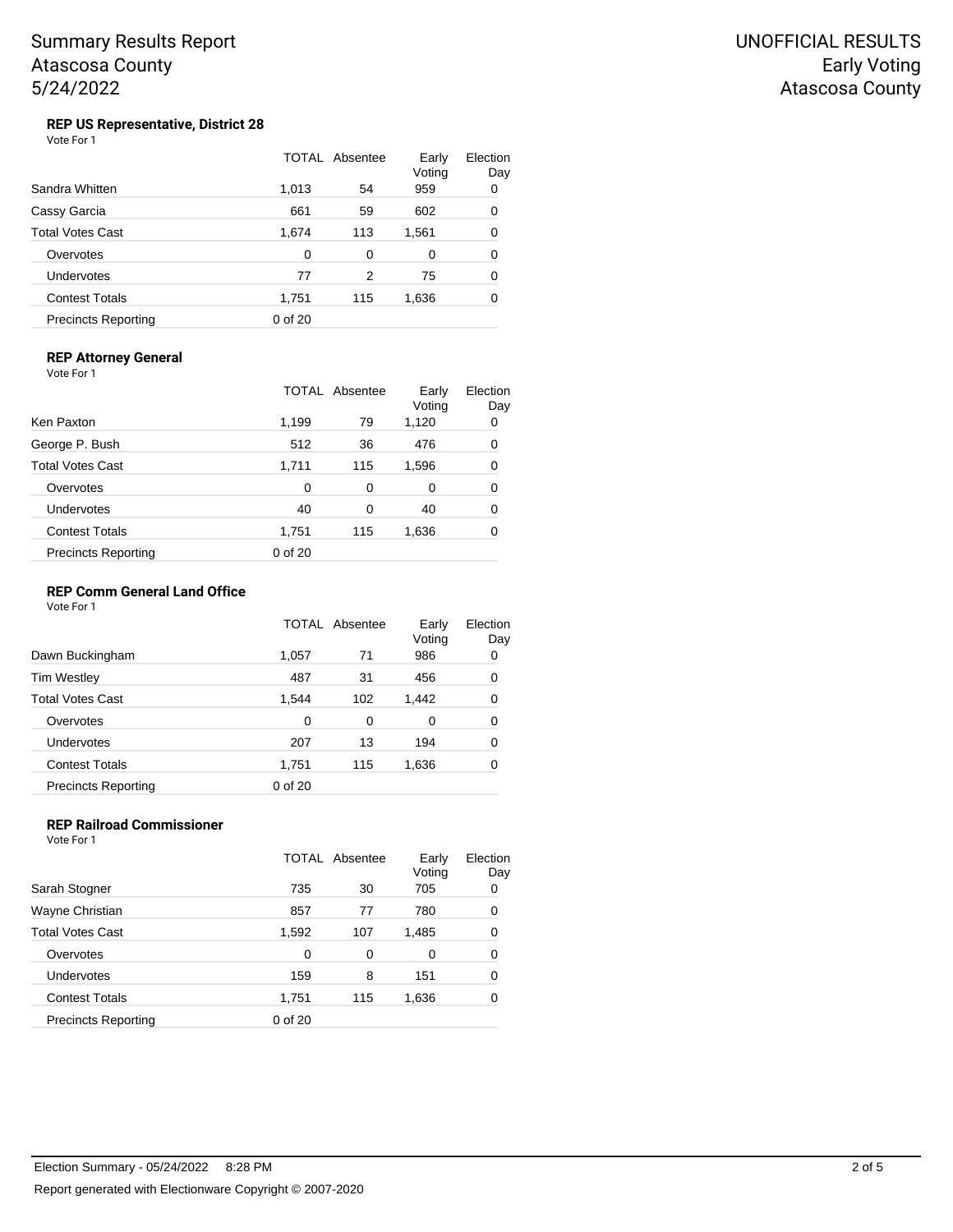Summary Results Report
Atascosa County
5/24/2022

UNOFFICIAL RESULTS
Early Voting
Atascosa County

### REP US Representative, District 28

Vote For 1

| | TOTAL | Absentee | Early Voting | Election Day |
|---|---|---|---|---|
| Sandra Whitten | 1,013 | 54 | 959 | 0 |
| Cassy Garcia | 661 | 59 | 602 | 0 |
| Total Votes Cast | 1,674 | 113 | 1,561 | 0 |
| Overvotes | 0 | 0 | 0 | 0 |
| Undervotes | 77 | 2 | 75 | 0 |
| Contest Totals | 1,751 | 115 | 1,636 | 0 |
| Precincts Reporting | 0 of 20 | | | |

### REP Attorney General

Vote For 1

| | TOTAL | Absentee | Early Voting | Election Day |
|---|---|---|---|---|
| Ken Paxton | 1,199 | 79 | 1,120 | 0 |
| George P. Bush | 512 | 36 | 476 | 0 |
| Total Votes Cast | 1,711 | 115 | 1,596 | 0 |
| Overvotes | 0 | 0 | 0 | 0 |
| Undervotes | 40 | 0 | 40 | 0 |
| Contest Totals | 1,751 | 115 | 1,636 | 0 |
| Precincts Reporting | 0 of 20 | | | |

### REP Comm General Land Office

Vote For 1

| | TOTAL | Absentee | Early Voting | Election Day |
|---|---|---|---|---|
| Dawn Buckingham | 1,057 | 71 | 986 | 0 |
| Tim Westley | 487 | 31 | 456 | 0 |
| Total Votes Cast | 1,544 | 102 | 1,442 | 0 |
| Overvotes | 0 | 0 | 0 | 0 |
| Undervotes | 207 | 13 | 194 | 0 |
| Contest Totals | 1,751 | 115 | 1,636 | 0 |
| Precincts Reporting | 0 of 20 | | | |

### REP Railroad Commissioner

Vote For 1

| | TOTAL | Absentee | Early Voting | Election Day |
|---|---|---|---|---|
| Sarah Stogner | 735 | 30 | 705 | 0 |
| Wayne Christian | 857 | 77 | 780 | 0 |
| Total Votes Cast | 1,592 | 107 | 1,485 | 0 |
| Overvotes | 0 | 0 | 0 | 0 |
| Undervotes | 159 | 8 | 151 | 0 |
| Contest Totals | 1,751 | 115 | 1,636 | 0 |
| Precincts Reporting | 0 of 20 | | | |

Election Summary - 05/24/2022 8:28 PM

Report generated with Electionware Copyright © 2007-2020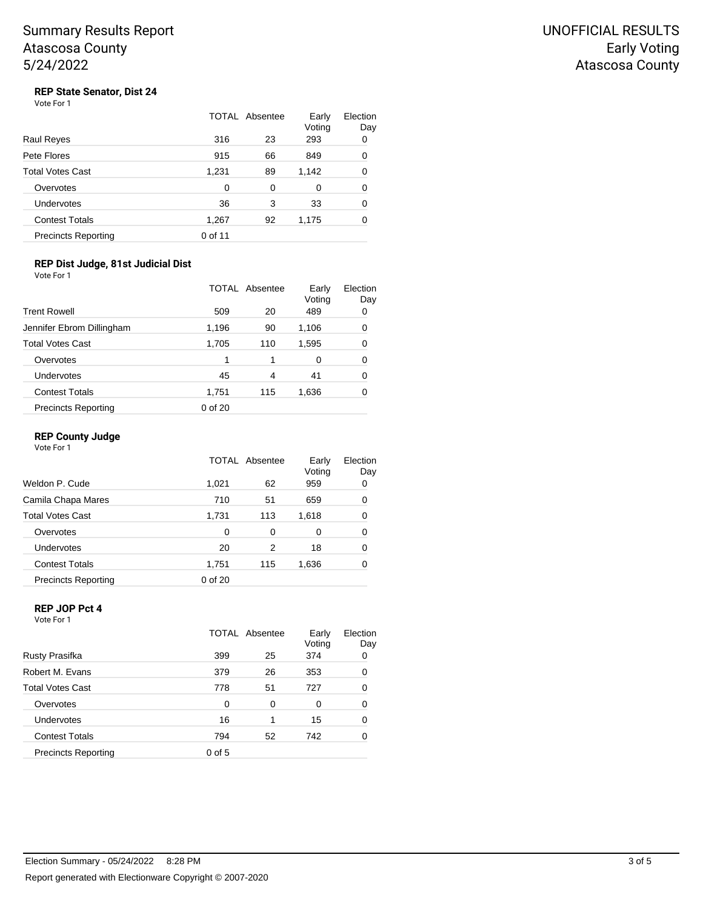Summary Results Report
Atascosa County
5/24/2022

UNOFFICIAL RESULTS
Early Voting
Atascosa County

### REP State Senator, Dist 24

Vote For 1

| | TOTAL | Absentee | Early Voting | Election Day |
|---|---|---|---|---|
| Raul Reyes | 316 | 23 | 293 | 0 |
| Pete Flores | 915 | 66 | 849 | 0 |
| Total Votes Cast | 1,231 | 89 | 1,142 | 0 |
| Overvotes | 0 | 0 | 0 | 0 |
| Undervotes | 36 | 3 | 33 | 0 |
| Contest Totals | 1,267 | 92 | 1,175 | 0 |
| Precincts Reporting | 0 of 11 | | | |

### REP Dist Judge, 81st Judicial Dist

Vote For 1

| | TOTAL | Absentee | Early Voting | Election Day |
|---|---|---|---|---|
| Trent Rowell | 509 | 20 | 489 | 0 |
| Jennifer Ebrom Dillingham | 1,196 | 90 | 1,106 | 0 |
| Total Votes Cast | 1,705 | 110 | 1,595 | 0 |
| Overvotes | 1 | 1 | 0 | 0 |
| Undervotes | 45 | 4 | 41 | 0 |
| Contest Totals | 1,751 | 115 | 1,636 | 0 |
| Precincts Reporting | 0 of 20 | | | |

### REP County Judge

Vote For 1

| | TOTAL | Absentee | Early Voting | Election Day |
|---|---|---|---|---|
| Weldon P. Cude | 1,021 | 62 | 959 | 0 |
| Camila Chapa Mares | 710 | 51 | 659 | 0 |
| Total Votes Cast | 1,731 | 113 | 1,618 | 0 |
| Overvotes | 0 | 0 | 0 | 0 |
| Undervotes | 20 | 2 | 18 | 0 |
| Contest Totals | 1,751 | 115 | 1,636 | 0 |
| Precincts Reporting | 0 of 20 | | | |

### REP JOP Pct 4

Vote For 1

| | TOTAL | Absentee | Early Voting | Election Day |
|---|---|---|---|---|
| Rusty Prasifka | 399 | 25 | 374 | 0 |
| Robert M. Evans | 379 | 26 | 353 | 0 |
| Total Votes Cast | 778 | 51 | 727 | 0 |
| Overvotes | 0 | 0 | 0 | 0 |
| Undervotes | 16 | 1 | 15 | 0 |
| Contest Totals | 794 | 52 | 742 | 0 |
| Precincts Reporting | 0 of 5 | | | |

Election Summary - 05/24/2022 8:28 PM

Report generated with Electionware Copyright © 2007-2020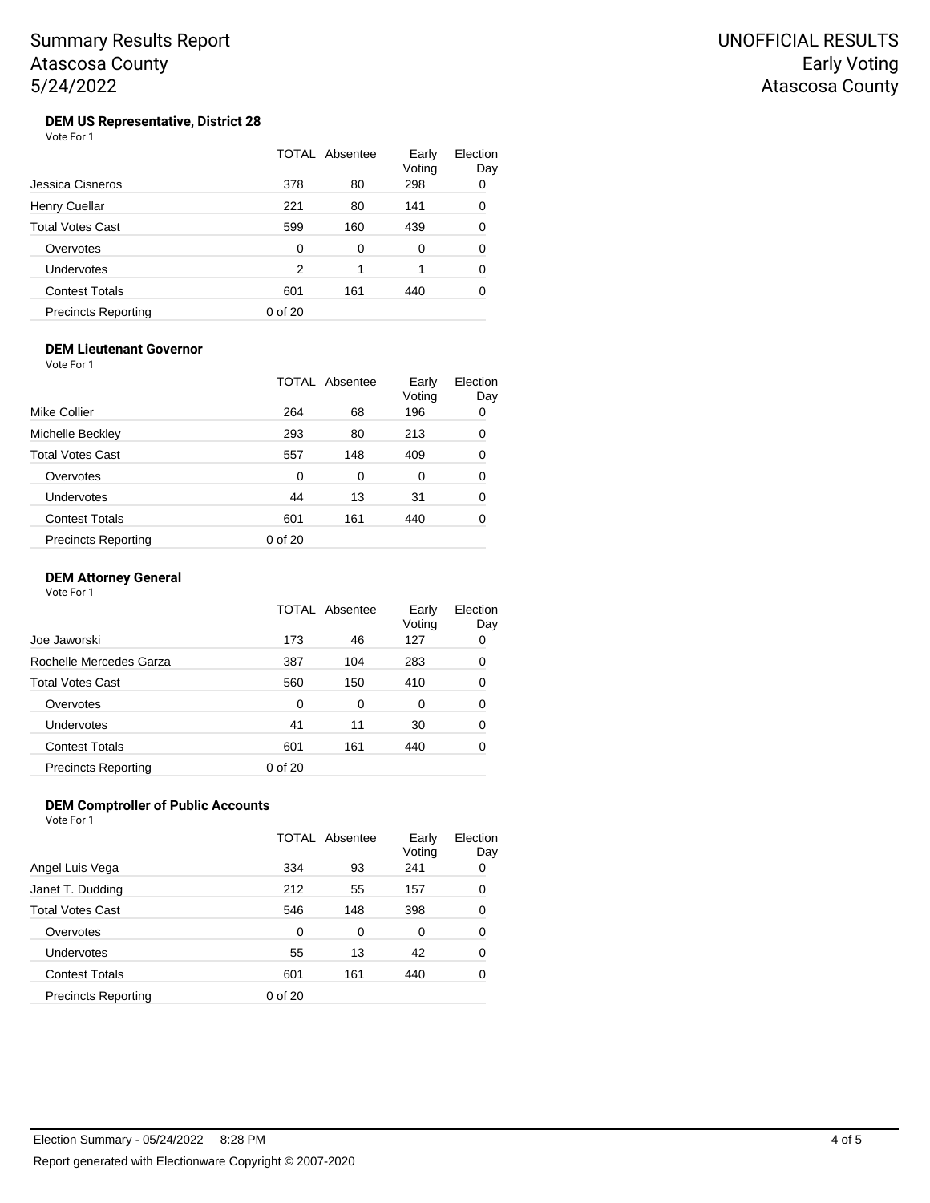Summary Results Report
Atascosa County
5/24/2022

UNOFFICIAL RESULTS
Early Voting
Atascosa County

### DEM US Representative, District 28

Vote For 1

| | TOTAL | Absentee | Early Voting | Election Day |
|---|---|---|---|---|
| Jessica Cisneros | 378 | 80 | 298 | 0 |
| Henry Cuellar | 221 | 80 | 141 | 0 |
| Total Votes Cast | 599 | 160 | 439 | 0 |
| Overvotes | 0 | 0 | 0 | 0 |
| Undervotes | 2 | 1 | 1 | 0 |
| Contest Totals | 601 | 161 | 440 | 0 |
| Precincts Reporting | 0 of 20 | | | |

### DEM Lieutenant Governor

Vote For 1

| | TOTAL | Absentee | Early Voting | Election Day |
|---|---|---|---|---|
| Mike Collier | 264 | 68 | 196 | 0 |
| Michelle Beckley | 293 | 80 | 213 | 0 |
| Total Votes Cast | 557 | 148 | 409 | 0 |
| Overvotes | 0 | 0 | 0 | 0 |
| Undervotes | 44 | 13 | 31 | 0 |
| Contest Totals | 601 | 161 | 440 | 0 |
| Precincts Reporting | 0 of 20 | | | |

### DEM Attorney General

Vote For 1

| | TOTAL | Absentee | Early Voting | Election Day |
|---|---|---|---|---|
| Joe Jaworski | 173 | 46 | 127 | 0 |
| Rochelle Mercedes Garza | 387 | 104 | 283 | 0 |
| Total Votes Cast | 560 | 150 | 410 | 0 |
| Overvotes | 0 | 0 | 0 | 0 |
| Undervotes | 41 | 11 | 30 | 0 |
| Contest Totals | 601 | 161 | 440 | 0 |
| Precincts Reporting | 0 of 20 | | | |

### DEM Comptroller of Public Accounts

Vote For 1

| | TOTAL | Absentee | Early Voting | Election Day |
|---|---|---|---|---|
| Angel Luis Vega | 334 | 93 | 241 | 0 |
| Janet T. Dudding | 212 | 55 | 157 | 0 |
| Total Votes Cast | 546 | 148 | 398 | 0 |
| Overvotes | 0 | 0 | 0 | 0 |
| Undervotes | 55 | 13 | 42 | 0 |
| Contest Totals | 601 | 161 | 440 | 0 |
| Precincts Reporting | 0 of 20 | | | |

Election Summary - 05/24/2022 8:28 PM

Report generated with Electionware Copyright © 2007-2020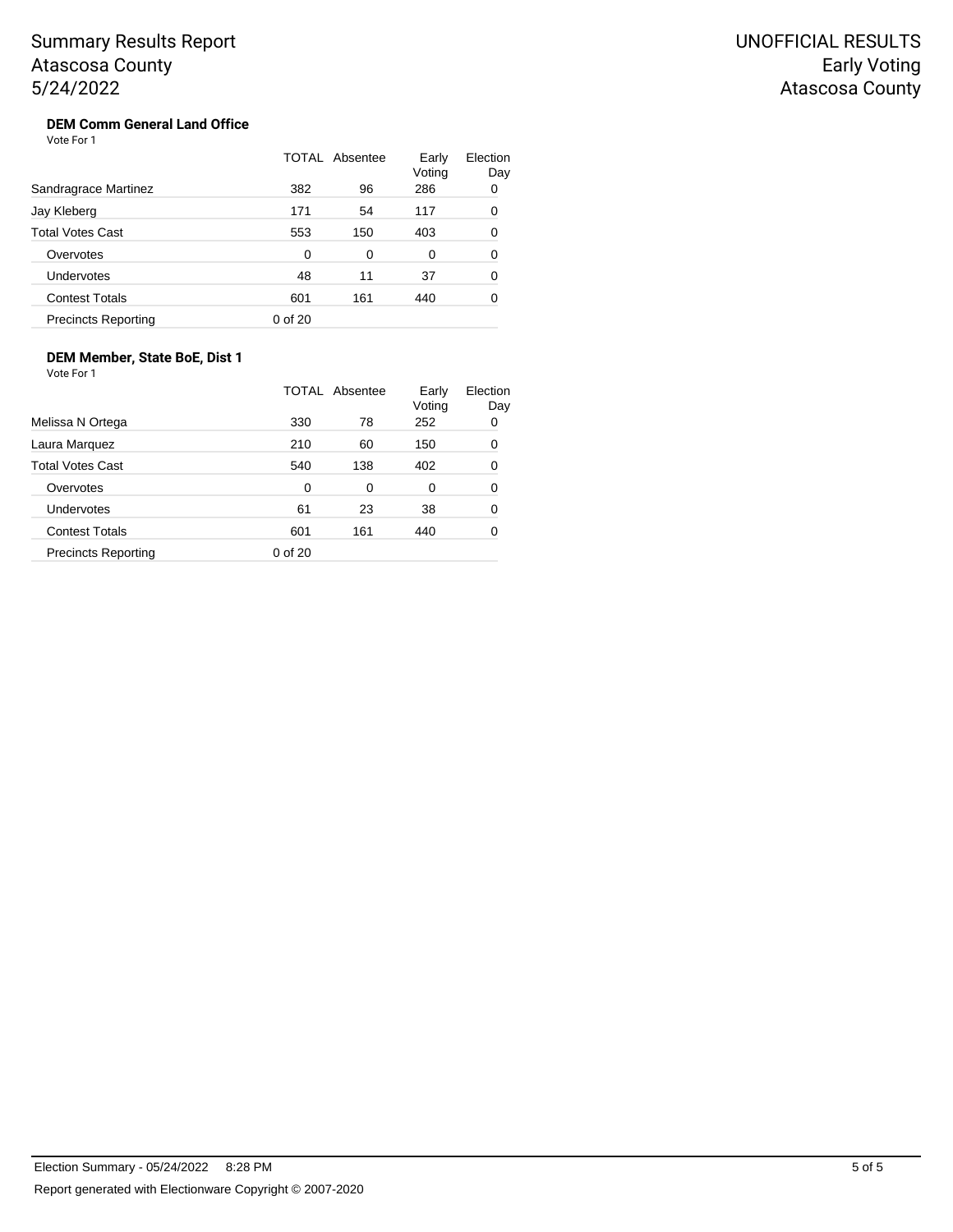# Summary Results Report
# Atascosa County
# 5/24/2022

UNOFFICIAL RESULTS
Early Voting
Atascosa County

### DEM Comm General Land Office

Vote For 1

| | TOTAL | Absentee | Early Voting | Election Day |
|---|---|---|---|---|
| Sandragrace Martinez | 382 | 96 | 286 | 0 |
| Jay Kleberg | 171 | 54 | 117 | 0 |
| Total Votes Cast | 553 | 150 | 403 | 0 |
| Overvotes | 0 | 0 | 0 | 0 |
| Undervotes | 48 | 11 | 37 | 0 |
| Contest Totals | 601 | 161 | 440 | 0 |
| Precincts Reporting | 0 of 20 | | | |

### DEM Member, State BoE, Dist 1

Vote For 1

| | TOTAL | Absentee | Early Voting | Election Day |
|---|---|---|---|---|
| Melissa N Ortega | 330 | 78 | 252 | 0 |
| Laura Marquez | 210 | 60 | 150 | 0 |
| Total Votes Cast | 540 | 138 | 402 | 0 |
| Overvotes | 0 | 0 | 0 | 0 |
| Undervotes | 61 | 23 | 38 | 0 |
| Contest Totals | 601 | 161 | 440 | 0 |
| Precincts Reporting | 0 of 20 | | | |

Election Summary - 05/24/2022 8:28 PM

Report generated with Electionware Copyright © 2007-2020